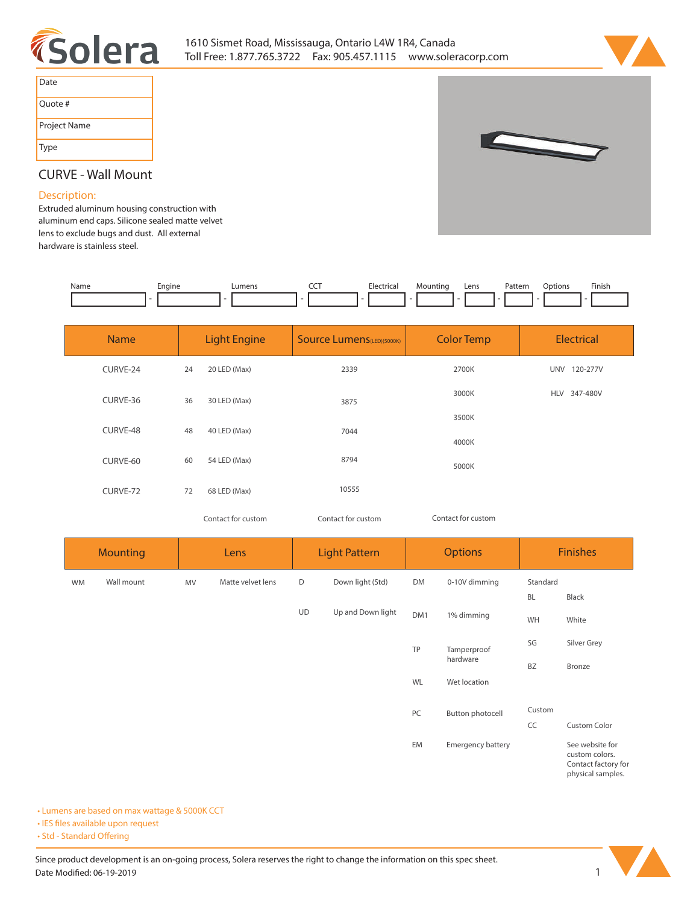Solera

1610 Sismet Road, Mississauga, Ontario L4W 1R4, Canada
Toll Free: 1.877.765.3722 Fax: 905.457.1115 www.soleracorp.com

| Date | |
|---|---|
| Quote # | |
| Project Name | |
| Type | |

## CURVE - Wall Mount

### Description:

Extruded aluminum housing construction with aluminum end caps. Silicone sealed matte velvet lens to exclude bugs and dust. All external hardware is stainless steel.

| Name | Engine | Lumens | CCT | Electrical | Mounting | Lens | Pattern | Options | Finish |
|---|---|---|---|---|---|---|---|---|---|
| | - | - | - | - | - | - | - | - | - |

| Name | Light Engine | | Source Lumens (LED)(5000K) | Color Temp | Electrical | |
|---|---|---|---|---|---|---|
| CURVE-24 | 24 | 20 LED (Max) | 2339 | 2700K | UNV | 120-277V |
| CURVE-36 | 36 | 30 LED (Max) | 3875 | 3000K | HLV | 347-480V |
| CURVE-48 | 48 | 40 LED (Max) | 7044 | 3500K | | |
| CURVE-60 | 60 | 54 LED (Max) | 8794 | 4000K | | |
| CURVE-72 | 72 | 68 LED (Max) | 10555 | 5000K | | |
| | Contact for custom | | Contact for custom | Contact for custom | | |

| Mounting | | Lens | | Light Pattern | | Options | | Finishes | |
|---|---|---|---|---|---|---|---|---|---|
| WM | Wall mount | MV | Matte velvet lens | D | Down light (Std) | DM | 0-10V dimming | Standard | |
| | | | | UD | Up and Down light | DM1 | 1% dimming | BL | Black |
| | | | | | | TP | Tamperproof hardware | WH | White |
| | | | | | | WL | Wet location | SG | Silver Grey |
| | | | | | | PC | Button photocell | BZ | Bronze |
| | | | | | | EM | Emergency battery | Custom | |
| | | | | | | | | CC | Custom Color |
| | | | | | | | | | See website for custom colors. Contact factory for physical samples. |

- Lumens are based on max wattage & 5000K CCT
- IES files available upon request
- Std - Standard Offering

Since product development is an on-going process, Solera reserves the right to change the information on this spec sheet.
Date Modified: 06-19-2019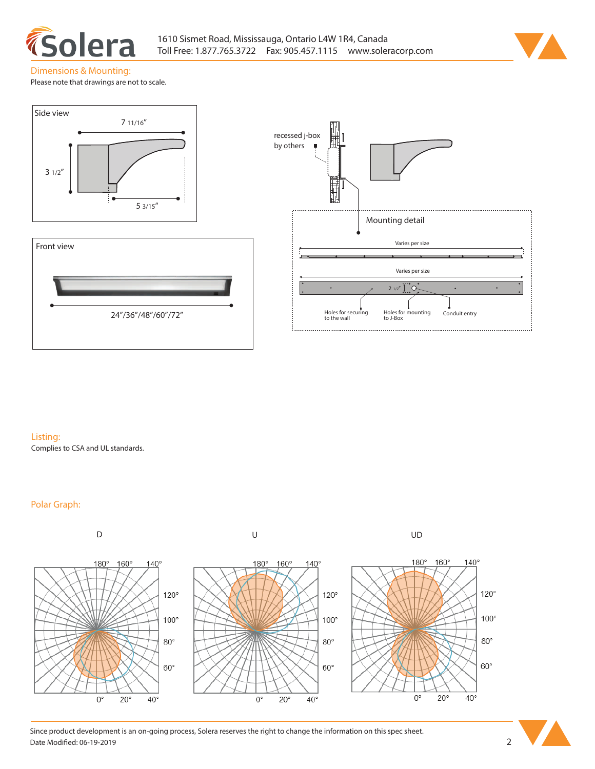## Dimensions & Mounting:

Please note that drawings are not to scale.

Side view

7 11/16″

3 1/2″

5 3/15″

Front view

24″/36″/48″/60″/72″

recessed j-box by others

Mounting detail

Varies per size

Varies per size

2 1/2″

Holes for securing to the wall

Holes for mounting to J-Box

Conduit entry

## Listing:

Complies to CSA and UL standards.

## Polar Graph:

D

180° 160° 140°

120°

100°

80°

60°

0° 20° 40°

U

180° 160° 140°

120°

100°

80°

60°

0° 20° 40°

UD

180° 160° 140°

120°

100°

80°

60°

0° 20° 40°

Since product development is an on-going process, Solera reserves the right to change the information on this spec sheet.

Date Modified: 06-19-2019